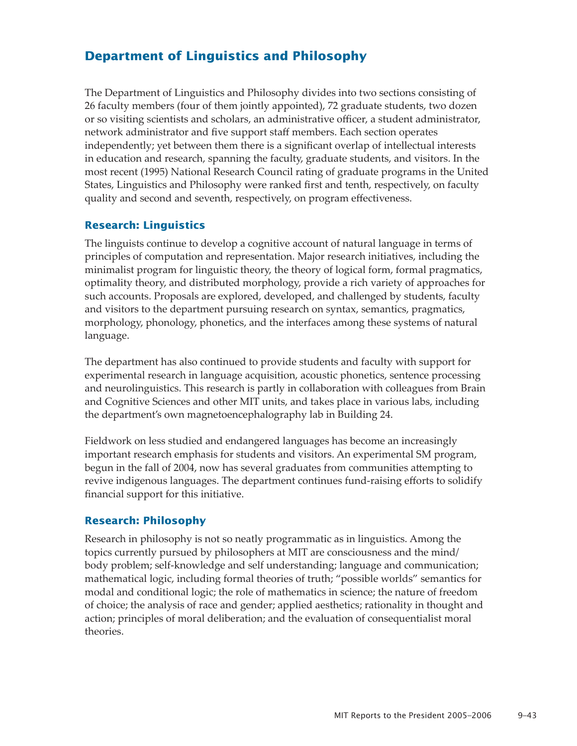# Department of Linguistics and Philosophy

The Department of Linguistics and Philosophy divides into two sections consisting of 26 faculty members (four of them jointly appointed), 72 graduate students, two dozen or so visiting scientists and scholars, an administrative officer, a student administrator, network administrator and five support staff members. Each section operates independently; yet between them there is a significant overlap of intellectual interests in education and research, spanning the faculty, graduate students, and visitors. In the most recent (1995) National Research Council rating of graduate programs in the United States, Linguistics and Philosophy were ranked first and tenth, respectively, on faculty quality and second and seventh, respectively, on program effectiveness.

## Research: Linguistics

The linguists continue to develop a cognitive account of natural language in terms of principles of computation and representation. Major research initiatives, including the minimalist program for linguistic theory, the theory of logical form, formal pragmatics, optimality theory, and distributed morphology, provide a rich variety of approaches for such accounts. Proposals are explored, developed, and challenged by students, faculty and visitors to the department pursuing research on syntax, semantics, pragmatics, morphology, phonology, phonetics, and the interfaces among these systems of natural language.

The department has also continued to provide students and faculty with support for experimental research in language acquisition, acoustic phonetics, sentence processing and neurolinguistics. This research is partly in collaboration with colleagues from Brain and Cognitive Sciences and other MIT units, and takes place in various labs, including the department's own magnetoencephalography lab in Building 24.

Fieldwork on less studied and endangered languages has become an increasingly important research emphasis for students and visitors. An experimental SM program, begun in the fall of 2004, now has several graduates from communities attempting to revive indigenous languages. The department continues fund-raising efforts to solidify financial support for this initiative.

## Research: Philosophy

Research in philosophy is not so neatly programmatic as in linguistics. Among the topics currently pursued by philosophers at MIT are consciousness and the mind/body problem; self-knowledge and self understanding; language and communication; mathematical logic, including formal theories of truth; "possible worlds" semantics for modal and conditional logic; the role of mathematics in science; the nature of freedom of choice; the analysis of race and gender; applied aesthetics; rationality in thought and action; principles of moral deliberation; and the evaluation of consequentialist moral theories.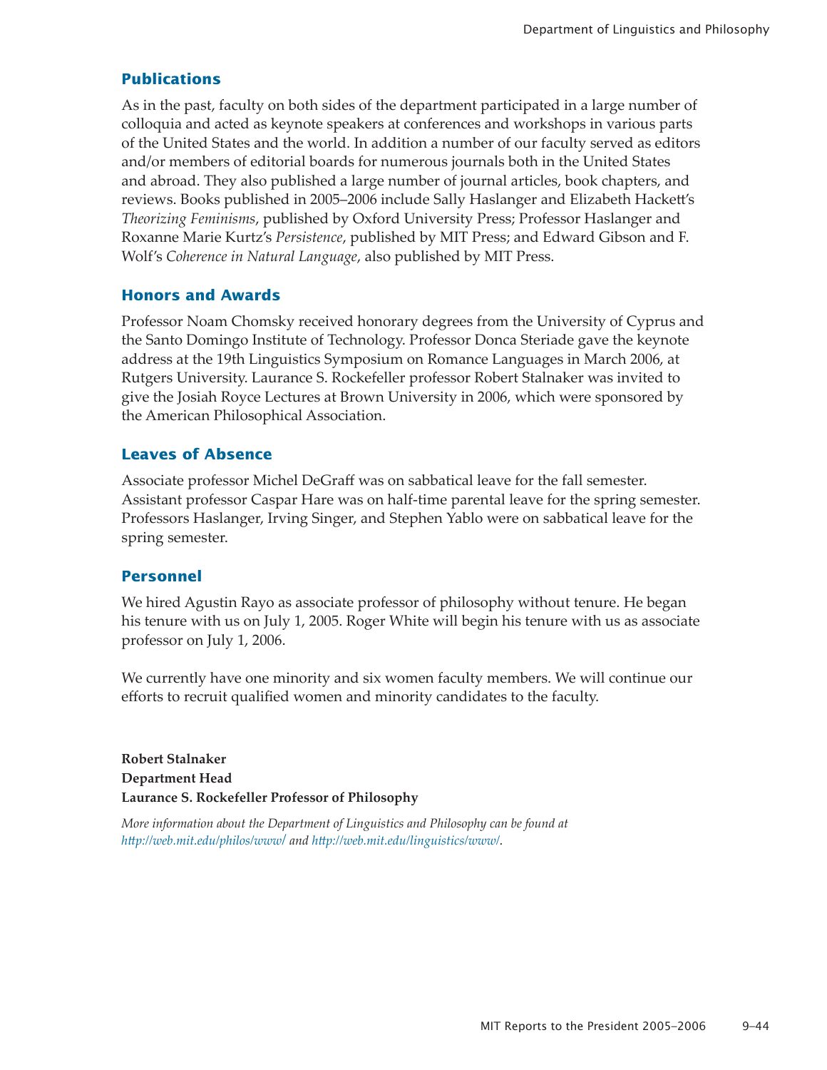## Publications

As in the past, faculty on both sides of the department participated in a large number of colloquia and acted as keynote speakers at conferences and workshops in various parts of the United States and the world. In addition a number of our faculty served as editors and/or members of editorial boards for numerous journals both in the United States and abroad. They also published a large number of journal articles, book chapters, and reviews. Books published in 2005–2006 include Sally Haslanger and Elizabeth Hackett's *Theorizing Feminisms*, published by Oxford University Press; Professor Haslanger and Roxanne Marie Kurtz's *Persistence*, published by MIT Press; and Edward Gibson and F. Wolf's *Coherence in Natural Language*, also published by MIT Press.

## Honors and Awards

Professor Noam Chomsky received honorary degrees from the University of Cyprus and the Santo Domingo Institute of Technology. Professor Donca Steriade gave the keynote address at the 19th Linguistics Symposium on Romance Languages in March 2006, at Rutgers University. Laurance S. Rockefeller professor Robert Stalnaker was invited to give the Josiah Royce Lectures at Brown University in 2006, which were sponsored by the American Philosophical Association.

## Leaves of Absence

Associate professor Michel DeGraff was on sabbatical leave for the fall semester. Assistant professor Caspar Hare was on half-time parental leave for the spring semester. Professors Haslanger, Irving Singer, and Stephen Yablo were on sabbatical leave for the spring semester.

## Personnel

We hired Agustin Rayo as associate professor of philosophy without tenure. He began his tenure with us on July 1, 2005. Roger White will begin his tenure with us as associate professor on July 1, 2006.

We currently have one minority and six women faculty members. We will continue our efforts to recruit qualified women and minority candidates to the faculty.

**Robert Stalnaker**
**Department Head**
**Laurance S. Rockefeller Professor of Philosophy**

*More information about the Department of Linguistics and Philosophy can be found at http://web.mit.edu/philos/www/ and http://web.mit.edu/linguistics/www/.*